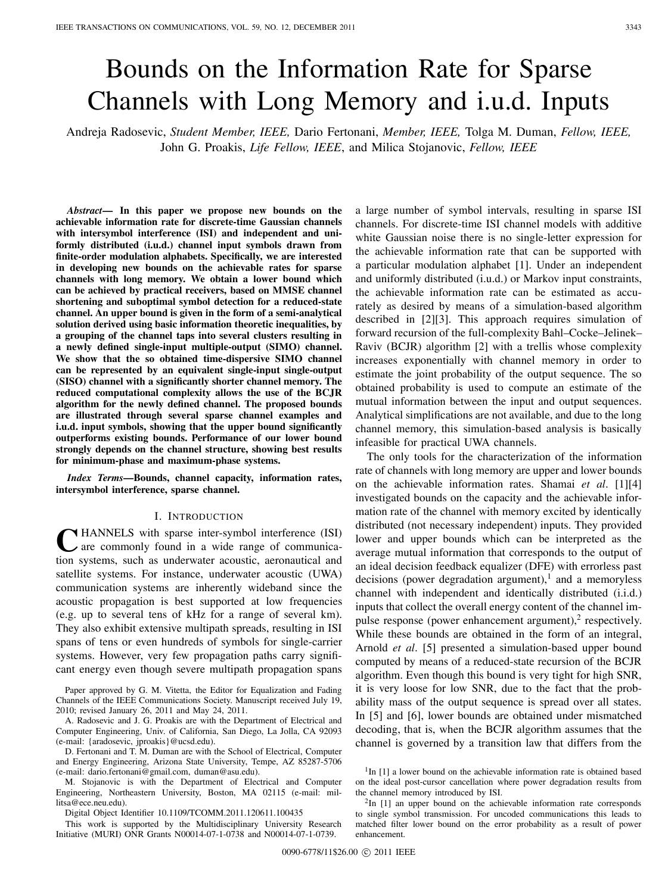# Bounds on the Information Rate for Sparse Channels with Long Memory and i.u.d. Inputs

Andreja Radosevic, *Student Member, IEEE,* Dario Fertonani, *Member, IEEE,* Tolga M. Duman, *Fellow, IEEE,* John G. Proakis, *Life Fellow, IEEE*, and Milica Stojanovic, *Fellow, IEEE*

***Abstract*— In this paper we propose new bounds on the achievable information rate for discrete-time Gaussian channels with intersymbol interference (ISI) and independent and uniformly distributed (i.u.d.) channel input symbols drawn from finite-order modulation alphabets. Specifically, we are interested in developing new bounds on the achievable rates for sparse channels with long memory. We obtain a lower bound which can be achieved by practical receivers, based on MMSE channel shortening and suboptimal symbol detection for a reduced-state channel. An upper bound is given in the form of a semi-analytical solution derived using basic information theoretic inequalities, by a grouping of the channel taps into several clusters resulting in a newly defined single-input multiple-output (SIMO) channel. We show that the so obtained time-dispersive SIMO channel can be represented by an equivalent single-input single-output (SISO) channel with a significantly shorter channel memory. The reduced computational complexity allows the use of the BCJR algorithm for the newly defined channel. The proposed bounds are illustrated through several sparse channel examples and i.u.d. input symbols, showing that the upper bound significantly outperforms existing bounds. Performance of our lower bound strongly depends on the channel structure, showing best results for minimum-phase and maximum-phase systems.**

***Index Terms*—Bounds, channel capacity, information rates, intersymbol interference, sparse channel.**

## I. Introduction

Channels with sparse inter-symbol interference (ISI) are commonly found in a wide range of communication systems, such as underwater acoustic, aeronautical and satellite systems. For instance, underwater acoustic (UWA) communication systems are inherently wideband since the acoustic propagation is best supported at low frequencies (e.g. up to several tens of kHz for a range of several km). They also exhibit extensive multipath spreads, resulting in ISI spans of tens or even hundreds of symbols for single-carrier systems. However, very few propagation paths carry significant energy even though severe multipath propagation spans a large number of symbol intervals, resulting in sparse ISI channels. For discrete-time ISI channel models with additive white Gaussian noise there is no single-letter expression for the achievable information rate that can be supported with a particular modulation alphabet [1]. Under an independent and uniformly distributed (i.u.d.) or Markov input constraints, the achievable information rate can be estimated as accurately as desired by means of a simulation-based algorithm described in [2][3]. This approach requires simulation of forward recursion of the full-complexity Bahl–Cocke–Jelinek–Raviv (BCJR) algorithm [2] with a trellis whose complexity increases exponentially with channel memory in order to estimate the joint probability of the output sequence. The so obtained probability is used to compute an estimate of the mutual information between the input and output sequences. Analytical simplifications are not available, and due to the long channel memory, this simulation-based analysis is basically infeasible for practical UWA channels.

The only tools for the characterization of the information rate of channels with long memory are upper and lower bounds on the achievable information rates. Shamai *et al*. [1][4] investigated bounds on the capacity and the achievable information rate of the channel with memory excited by identically distributed (not necessary independent) inputs. They provided lower and upper bounds which can be interpreted as the average mutual information that corresponds to the output of an ideal decision feedback equalizer (DFE) with errorless past decisions (power degradation argument),[1] and a memoryless channel with independent and identically distributed (i.i.d.) inputs that collect the overall energy content of the channel impulse response (power enhancement argument),[2] respectively. While these bounds are obtained in the form of an integral, Arnold *et al*. [5] presented a simulation-based upper bound computed by means of a reduced-state recursion of the BCJR algorithm. Even though this bound is very tight for high SNR, it is very loose for low SNR, due to the fact that the probability mass of the output sequence is spread over all states. In [5] and [6], lower bounds are obtained under mismatched decoding, that is, when the BCJR algorithm assumes that the channel is governed by a transition law that differs from the

[1]In [1] a lower bound on the achievable information rate is obtained based on the ideal post-cursor cancellation where power degradation results from the channel memory introduced by ISI.

[2]In [1] an upper bound on the achievable information rate corresponds to single symbol transmission. For uncoded communications this leads to matched filter lower bound on the error probability as a result of power enhancement.

Paper approved by G. M. Vitetta, the Editor for Equalization and Fading Channels of the IEEE Communications Society. Manuscript received July 19, 2010; revised January 26, 2011 and May 24, 2011.

A. Radosevic and J. G. Proakis are with the Department of Electrical and Computer Engineering, Univ. of California, San Diego, La Jolla, CA 92093 (e-mail: {aradosevic, jproakis}@ucsd.edu).

D. Fertonani and T. M. Duman are with the School of Electrical, Computer and Energy Engineering, Arizona State University, Tempe, AZ 85287-5706 (e-mail: dario.fertonani@gmail.com, duman@asu.edu).

M. Stojanovic is with the Department of Electrical and Computer Engineering, Northeastern University, Boston, MA 02115 (e-mail: millitsa@ece.neu.edu).

Digital Object Identifier 10.1109/TCOMM.2011.120611.100435

This work is supported by the Multidisciplinary University Research Initiative (MURI) ONR Grants N00014-07-1-0738 and N00014-07-1-0739.

0090-6778/11$26.00 © 2011 IEEE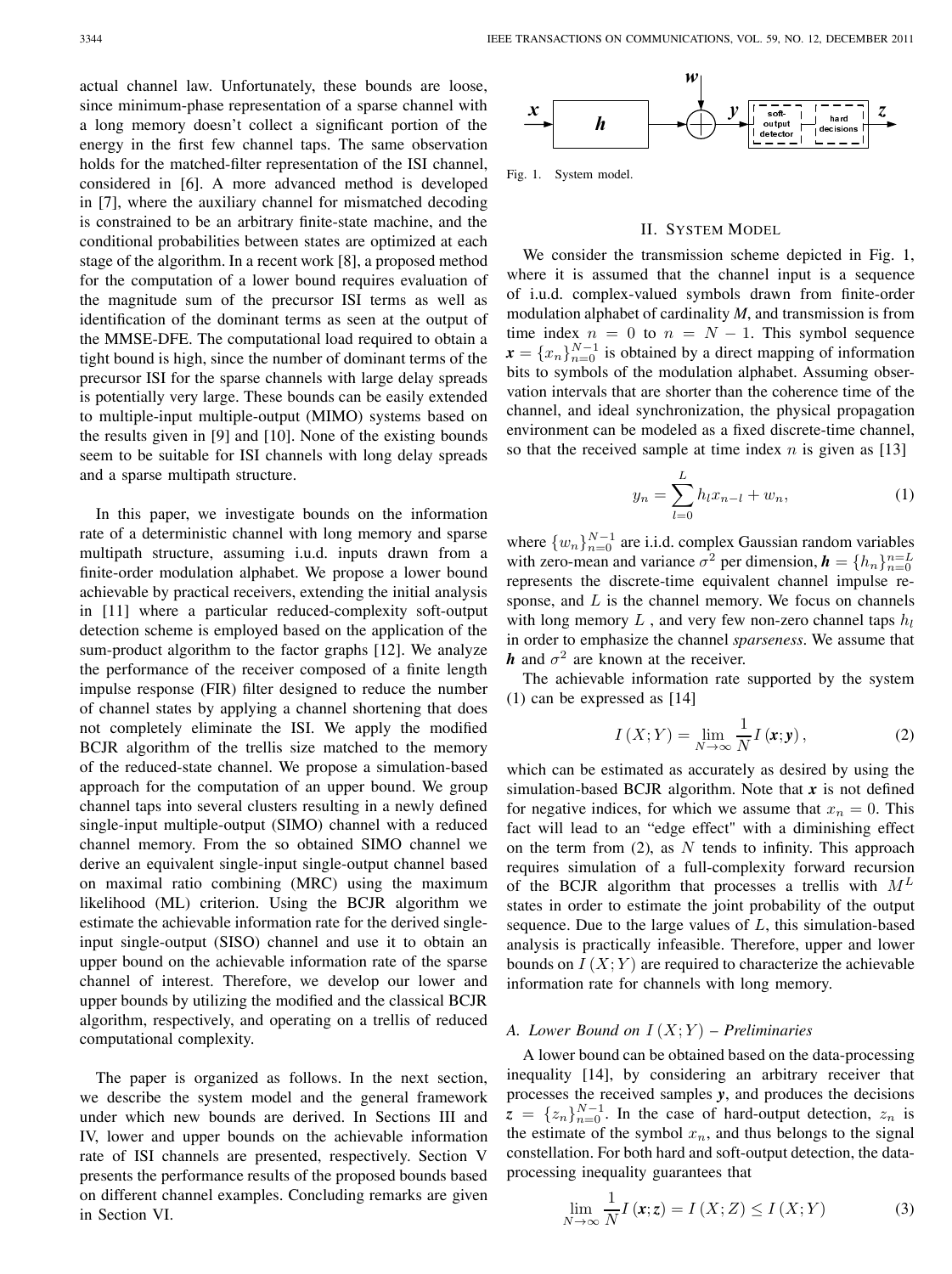actual channel law. Unfortunately, these bounds are loose, since minimum-phase representation of a sparse channel with a long memory doesn't collect a significant portion of the energy in the first few channel taps. The same observation holds for the matched-filter representation of the ISI channel, considered in [6]. A more advanced method is developed in [7], where the auxiliary channel for mismatched decoding is constrained to be an arbitrary finite-state machine, and the conditional probabilities between states are optimized at each stage of the algorithm. In a recent work [8], a proposed method for the computation of a lower bound requires evaluation of the magnitude sum of the precursor ISI terms as well as identification of the dominant terms as seen at the output of the MMSE-DFE. The computational load required to obtain a tight bound is high, since the number of dominant terms of the precursor ISI for the sparse channels with large delay spreads is potentially very large. These bounds can be easily extended to multiple-input multiple-output (MIMO) systems based on the results given in [9] and [10]. None of the existing bounds seem to be suitable for ISI channels with long delay spreads and a sparse multipath structure.

In this paper, we investigate bounds on the information rate of a deterministic channel with long memory and sparse multipath structure, assuming i.u.d. inputs drawn from a finite-order modulation alphabet. We propose a lower bound achievable by practical receivers, extending the initial analysis in [11] where a particular reduced-complexity soft-output detection scheme is employed based on the application of the sum-product algorithm to the factor graphs [12]. We analyze the performance of the receiver composed of a finite length impulse response (FIR) filter designed to reduce the number of channel states by applying a channel shortening that does not completely eliminate the ISI. We apply the modified BCJR algorithm of the trellis size matched to the memory of the reduced-state channel. We propose a simulation-based approach for the computation of an upper bound. We group channel taps into several clusters resulting in a newly defined single-input multiple-output (SIMO) channel with a reduced channel memory. From the so obtained SIMO channel we derive an equivalent single-input single-output channel based on maximal ratio combining (MRC) using the maximum likelihood (ML) criterion. Using the BCJR algorithm we estimate the achievable information rate for the derived single-input single-output (SISO) channel and use it to obtain an upper bound on the achievable information rate of the sparse channel of interest. Therefore, we develop our lower and upper bounds by utilizing the modified and the classical BCJR algorithm, respectively, and operating on a trellis of reduced computational complexity.

The paper is organized as follows. In the next section, we describe the system model and the general framework under which new bounds are derived. In Sections III and IV, lower and upper bounds on the achievable information rate of ISI channels are presented, respectively. Section V presents the performance results of the proposed bounds based on different channel examples. Concluding remarks are given in Section VI.

Fig. 1. System model.

## II. System Model

We consider the transmission scheme depicted in Fig. 1, where it is assumed that the channel input is a sequence of i.u.d. complex-valued symbols drawn from finite-order modulation alphabet of cardinality $M$, and transmission is from time index $n = 0$ to $n = N - 1$. This symbol sequence $\boldsymbol{x} = \{x_n\}_{n=0}^{N-1}$ is obtained by a direct mapping of information bits to symbols of the modulation alphabet. Assuming observation intervals that are shorter than the coherence time of the channel, and ideal synchronization, the physical propagation environment can be modeled as a fixed discrete-time channel, so that the received sample at time index $n$ is given as [13]

$$y_n = \sum_{l=0}^{L} h_l x_{n-l} + w_n, \tag{1}$$

where $\{w_n\}_{n=0}^{N-1}$ are i.i.d. complex Gaussian random variables with zero-mean and variance $\sigma^2$ per dimension, $\boldsymbol{h} = \{h_n\}_{n=0}^{n=L}$ represents the discrete-time equivalent channel impulse response, and $L$ is the channel memory. We focus on channels with long memory $L$ , and very few non-zero channel taps $h_l$ in order to emphasize the channel *sparseness*. We assume that $\boldsymbol{h}$ and $\sigma^2$ are known at the receiver.

The achievable information rate supported by the system (1) can be expressed as [14]

$$I(X;Y) = \lim_{N\to\infty} \frac{1}{N} I(\boldsymbol{x};\boldsymbol{y}), \tag{2}$$

which can be estimated as accurately as desired by using the simulation-based BCJR algorithm. Note that $\boldsymbol{x}$ is not defined for negative indices, for which we assume that $x_n = 0$. This fact will lead to an "edge effect" with a diminishing effect on the term from (2), as $N$ tends to infinity. This approach requires simulation of a full-complexity forward recursion of the BCJR algorithm that processes a trellis with $M^L$ states in order to estimate the joint probability of the output sequence. Due to the large values of $L$, this simulation-based analysis is practically infeasible. Therefore, upper and lower bounds on $I(X;Y)$ are required to characterize the achievable information rate for channels with long memory.

### A. Lower Bound on $I(X;Y)$ – Preliminaries

A lower bound can be obtained based on the data-processing inequality [14], by considering an arbitrary receiver that processes the received samples $\boldsymbol{y}$, and produces the decisions $\boldsymbol{z} = \{z_n\}_{n=0}^{N-1}$. In the case of hard-output detection, $z_n$ is the estimate of the symbol $x_n$, and thus belongs to the signal constellation. For both hard and soft-output detection, the data-processing inequality guarantees that

$$\lim_{N\to\infty} \frac{1}{N} I(\boldsymbol{x};\boldsymbol{z}) = I(X;Z) \leq I(X;Y) \tag{3}$$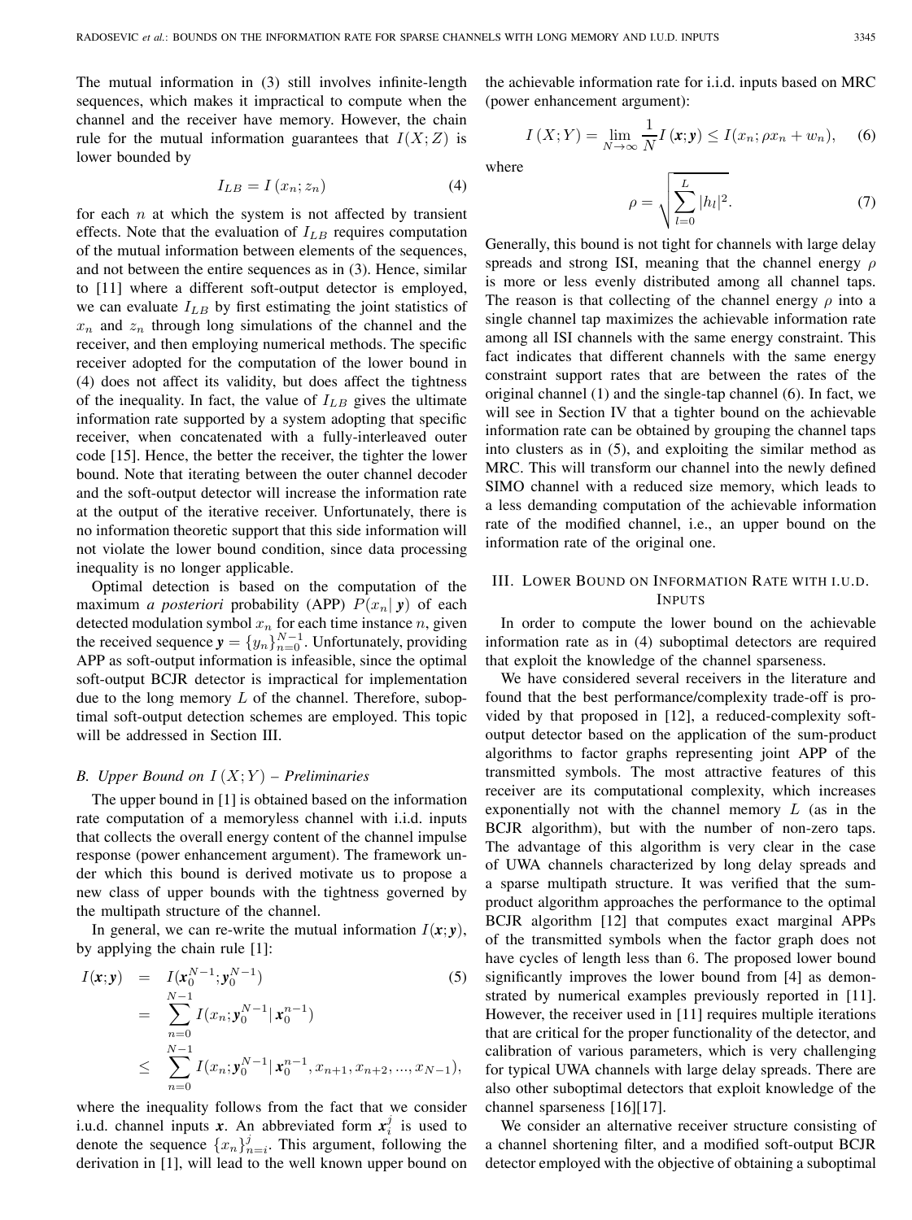The mutual information in (3) still involves infinite-length sequences, which makes it impractical to compute when the channel and the receiver have memory. However, the chain rule for the mutual information guarantees that $I(X;Z)$ is lower bounded by

$$I_{LB} = I\left(x_n; z_n\right) \tag{4}$$

for each $n$ at which the system is not affected by transient effects. Note that the evaluation of $I_{LB}$ requires computation of the mutual information between elements of the sequences, and not between the entire sequences as in (3). Hence, similar to [11] where a different soft-output detector is employed, we can evaluate $I_{LB}$ by first estimating the joint statistics of $x_n$ and $z_n$ through long simulations of the channel and the receiver, and then employing numerical methods. The specific receiver adopted for the computation of the lower bound in (4) does not affect its validity, but does affect the tightness of the inequality. In fact, the value of $I_{LB}$ gives the ultimate information rate supported by a system adopting that specific receiver, when concatenated with a fully-interleaved outer code [15]. Hence, the better the receiver, the tighter the lower bound. Note that iterating between the outer channel decoder and the soft-output detector will increase the information rate at the output of the iterative receiver. Unfortunately, there is no information theoretic support that this side information will not violate the lower bound condition, since data processing inequality is no longer applicable.

Optimal detection is based on the computation of the maximum *a posteriori* probability (APP) $P(x_n|\,\boldsymbol{y})$ of each detected modulation symbol $x_n$ for each time instance $n$, given the received sequence $\boldsymbol{y} = \{y_n\}_{n=0}^{N-1}$. Unfortunately, providing APP as soft-output information is infeasible, since the optimal soft-output BCJR detector is impractical for implementation due to the long memory $L$ of the channel. Therefore, suboptimal soft-output detection schemes are employed. This topic will be addressed in Section III.

### B. Upper Bound on $I\left(X;Y\right)$ – Preliminaries

The upper bound in [1] is obtained based on the information rate computation of a memoryless channel with i.i.d. inputs that collects the overall energy content of the channel impulse response (power enhancement argument). The framework under which this bound is derived motivate us to propose a new class of upper bounds with the tightness governed by the multipath structure of the channel.

In general, we can re-write the mutual information $I(\boldsymbol{x};\boldsymbol{y})$, by applying the chain rule [1]:

$$\begin{aligned} I(\boldsymbol{x};\boldsymbol{y}) &= I(\boldsymbol{x}_0^{N-1};\boldsymbol{y}_0^{N-1}) \\ &= \sum_{n=0}^{N-1} I(x_n;\boldsymbol{y}_0^{N-1}|\,\boldsymbol{x}_0^{n-1}) \\ &\leq \sum_{n=0}^{N-1} I(x_n;\boldsymbol{y}_0^{N-1}|\,\boldsymbol{x}_0^{n-1}, x_{n+1}, x_{n+2}, ..., x_{N-1}), \end{aligned} \tag{5}$$

where the inequality follows from the fact that we consider i.u.d. channel inputs $\boldsymbol{x}$. An abbreviated form $\boldsymbol{x}_i^j$ is used to denote the sequence $\{x_n\}_{n=i}^{j}$. This argument, following the derivation in [1], will lead to the well known upper bound on the achievable information rate for i.i.d. inputs based on MRC (power enhancement argument):

$$I\left(X;Y\right) = \lim_{N\to\infty} \frac{1}{N} I\left(\boldsymbol{x};\boldsymbol{y}\right) \leq I(x_n; \rho x_n + w_n), \tag{6}$$

where

$$\rho = \sqrt{\sum_{l=0}^{L} |h_l|^2}. \tag{7}$$

Generally, this bound is not tight for channels with large delay spreads and strong ISI, meaning that the channel energy $\rho$ is more or less evenly distributed among all channel taps. The reason is that collecting of the channel energy $\rho$ into a single channel tap maximizes the achievable information rate among all ISI channels with the same energy constraint. This fact indicates that different channels with the same energy constraint support rates that are between the rates of the original channel (1) and the single-tap channel (6). In fact, we will see in Section IV that a tighter bound on the achievable information rate can be obtained by grouping the channel taps into clusters as in (5), and exploiting the similar method as MRC. This will transform our channel into the newly defined SIMO channel with a reduced size memory, which leads to a less demanding computation of the achievable information rate of the modified channel, i.e., an upper bound on the information rate of the original one.

## III. Lower Bound on Information Rate with i.u.d. Inputs

In order to compute the lower bound on the achievable information rate as in (4) suboptimal detectors are required that exploit the knowledge of the channel sparseness.

We have considered several receivers in the literature and found that the best performance/complexity trade-off is provided by that proposed in [12], a reduced-complexity soft-output detector based on the application of the sum-product algorithms to factor graphs representing joint APP of the transmitted symbols. The most attractive features of this receiver are its computational complexity, which increases exponentially not with the channel memory $L$ (as in the BCJR algorithm), but with the number of non-zero taps. The advantage of this algorithm is very clear in the case of UWA channels characterized by long delay spreads and a sparse multipath structure. It was verified that the sum-product algorithm approaches the performance to the optimal BCJR algorithm [12] that computes exact marginal APPs of the transmitted symbols when the factor graph does not have cycles of length less than 6. The proposed lower bound significantly improves the lower bound from [4] as demonstrated by numerical examples previously reported in [11]. However, the receiver used in [11] requires multiple iterations that are critical for the proper functionality of the detector, and calibration of various parameters, which is very challenging for typical UWA channels with large delay spreads. There are also other suboptimal detectors that exploit knowledge of the channel sparseness [16][17].

We consider an alternative receiver structure consisting of a channel shortening filter, and a modified soft-output BCJR detector employed with the objective of obtaining a suboptimal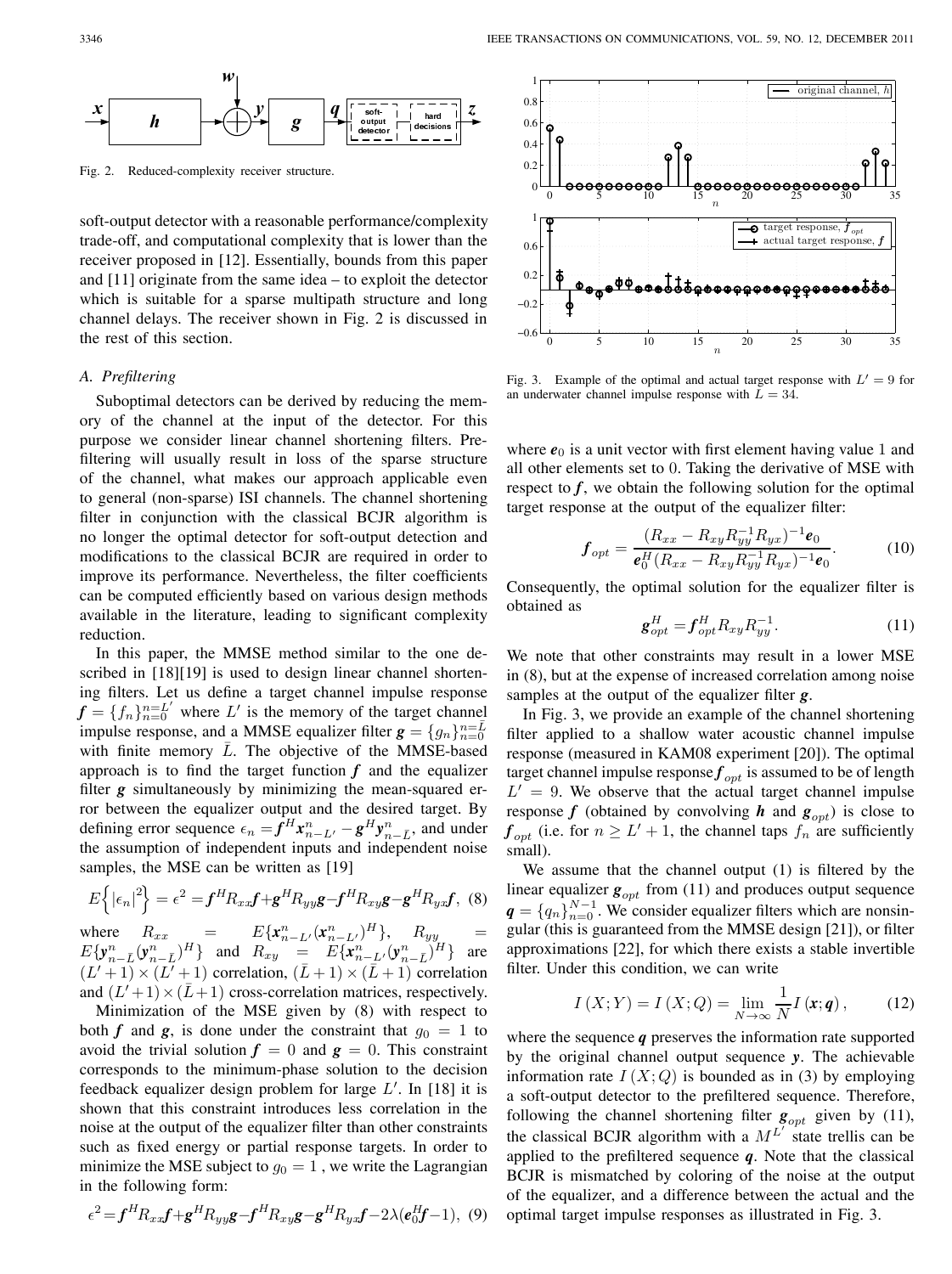Fig. 2. Reduced-complexity receiver structure.

soft-output detector with a reasonable performance/complexity trade-off, and computational complexity that is lower than the receiver proposed in [12]. Essentially, bounds from this paper and [11] originate from the same idea – to exploit the detector which is suitable for a sparse multipath structure and long channel delays. The receiver shown in Fig. 2 is discussed in the rest of this section.

### A. Prefiltering

Suboptimal detectors can be derived by reducing the memory of the channel at the input of the detector. For this purpose we consider linear channel shortening filters. Prefiltering will usually result in loss of the sparse structure of the channel, what makes our approach applicable even to general (non-sparse) ISI channels. The channel shortening filter in conjunction with the classical BCJR algorithm is no longer the optimal detector for soft-output detection and modifications to the classical BCJR are required in order to improve its performance. Nevertheless, the filter coefficients can be computed efficiently based on various design methods available in the literature, leading to significant complexity reduction.

In this paper, the MMSE method similar to the one described in [18][19] is used to design linear channel shortening filters. Let us define a target channel impulse response $\boldsymbol{f} = \{f_n\}_{n=0}^{n=L'}$ where $L'$ is the memory of the target channel impulse response, and a MMSE equalizer filter $\boldsymbol{g} = \{g_n\}_{n=0}^{n=\bar{L}}$ with finite memory $\bar{L}$. The objective of the MMSE-based approach is to find the target function $\boldsymbol{f}$ and the equalizer filter $\boldsymbol{g}$ simultaneously by minimizing the mean-squared error between the equalizer output and the desired target. By defining error sequence $\epsilon_n = \boldsymbol{f}^H \boldsymbol{x}_{n-L'}^n - \boldsymbol{g}^H \boldsymbol{y}_{n-\bar{L}}^n$, and under the assumption of independent inputs and independent noise samples, the MSE can be written as [19]

$$E\left\{|\epsilon_n|^2\right\} = \epsilon^2 = \boldsymbol{f}^H R_{xx} \boldsymbol{f} + \boldsymbol{g}^H R_{yy} \boldsymbol{g} - \boldsymbol{f}^H R_{xy} \boldsymbol{g} - \boldsymbol{g}^H R_{yx} \boldsymbol{f}, \quad (8)$$

where $R_{xx} = E\{\boldsymbol{x}_{n-L'}^n (\boldsymbol{x}_{n-L'}^n)^H\}$, $R_{yy} = E\{\boldsymbol{y}_{n-\bar{L}}^n (\boldsymbol{y}_{n-\bar{L}}^n)^H\}$ and $R_{xy} = E\{\boldsymbol{x}_{n-L'}^n (\boldsymbol{y}_{n-\bar{L}}^n)^H\}$ are $(L'+1) \times (L'+1)$ correlation, $(\bar{L}+1) \times (\bar{L}+1)$ correlation and $(L'+1) \times (\bar{L}+1)$ cross-correlation matrices, respectively.

Minimization of the MSE given by (8) with respect to both $\boldsymbol{f}$ and $\boldsymbol{g}$, is done under the constraint that $g_0 = 1$ to avoid the trivial solution $\boldsymbol{f} = 0$ and $\boldsymbol{g} = 0$. This constraint corresponds to the minimum-phase solution to the decision feedback equalizer design problem for large $L'$. In [18] it is shown that this constraint introduces less correlation in the noise at the output of the equalizer filter than other constraints such as fixed energy or partial response targets. In order to minimize the MSE subject to $g_0 = 1$ , we write the Lagrangian in the following form:

$$\epsilon^2 = \boldsymbol{f}^H R_{xx} \boldsymbol{f} + \boldsymbol{g}^H R_{yy} \boldsymbol{g} - \boldsymbol{f}^H R_{xy} \boldsymbol{g} - \boldsymbol{g}^H R_{yx} \boldsymbol{f} - 2\lambda(\boldsymbol{e}_0^H \boldsymbol{f} - 1), \quad (9)$$

Fig. 3. Example of the optimal and actual target response with $L' = 9$ for an underwater channel impulse response with $L = 34$.

where $\boldsymbol{e}_0$ is a unit vector with first element having value 1 and all other elements set to 0. Taking the derivative of MSE with respect to $\boldsymbol{f}$, we obtain the following solution for the optimal target response at the output of the equalizer filter:

$$\boldsymbol{f}_{opt} = \frac{(R_{xx} - R_{xy} R_{yy}^{-1} R_{yx})^{-1} \boldsymbol{e}_0}{\boldsymbol{e}_0^H (R_{xx} - R_{xy} R_{yy}^{-1} R_{yx})^{-1} \boldsymbol{e}_0}. \quad (10)$$

Consequently, the optimal solution for the equalizer filter is obtained as

$$\boldsymbol{g}_{opt}^H = \boldsymbol{f}_{opt}^H R_{xy} R_{yy}^{-1}. \quad (11)$$

We note that other constraints may result in a lower MSE in (8), but at the expense of increased correlation among noise samples at the output of the equalizer filter $\boldsymbol{g}$.

In Fig. 3, we provide an example of the channel shortening filter applied to a shallow water acoustic channel impulse response (measured in KAM08 experiment [20]). The optimal target channel impulse response $\boldsymbol{f}_{opt}$ is assumed to be of length $L' = 9$. We observe that the actual target channel impulse response $\boldsymbol{f}$ (obtained by convolving $\boldsymbol{h}$ and $\boldsymbol{g}_{opt}$) is close to $\boldsymbol{f}_{opt}$ (i.e. for $n \geq L' + 1$, the channel taps $f_n$ are sufficiently small).

We assume that the channel output (1) is filtered by the linear equalizer $\boldsymbol{g}_{opt}$ from (11) and produces output sequence $\boldsymbol{q} = \{q_n\}_{n=0}^{N-1}$. We consider equalizer filters which are nonsingular (this is guaranteed from the MMSE design [21]), or filter approximations [22], for which there exists a stable invertible filter. Under this condition, we can write

$$I(X;Y) = I(X;Q) = \lim_{N \to \infty} \frac{1}{N} I(\boldsymbol{x}; \boldsymbol{q}), \quad (12)$$

where the sequence $\boldsymbol{q}$ preserves the information rate supported by the original channel output sequence $\boldsymbol{y}$. The achievable information rate $I(X;Q)$ is bounded as in (3) by employing a soft-output detector to the prefiltered sequence. Therefore, following the channel shortening filter $\boldsymbol{g}_{opt}$ given by (11), the classical BCJR algorithm with a $M^{L'}$ state trellis can be applied to the prefiltered sequence $\boldsymbol{q}$. Note that the classical BCJR is mismatched by coloring of the noise at the output of the equalizer, and a difference between the actual and the optimal target impulse responses as illustrated in Fig. 3.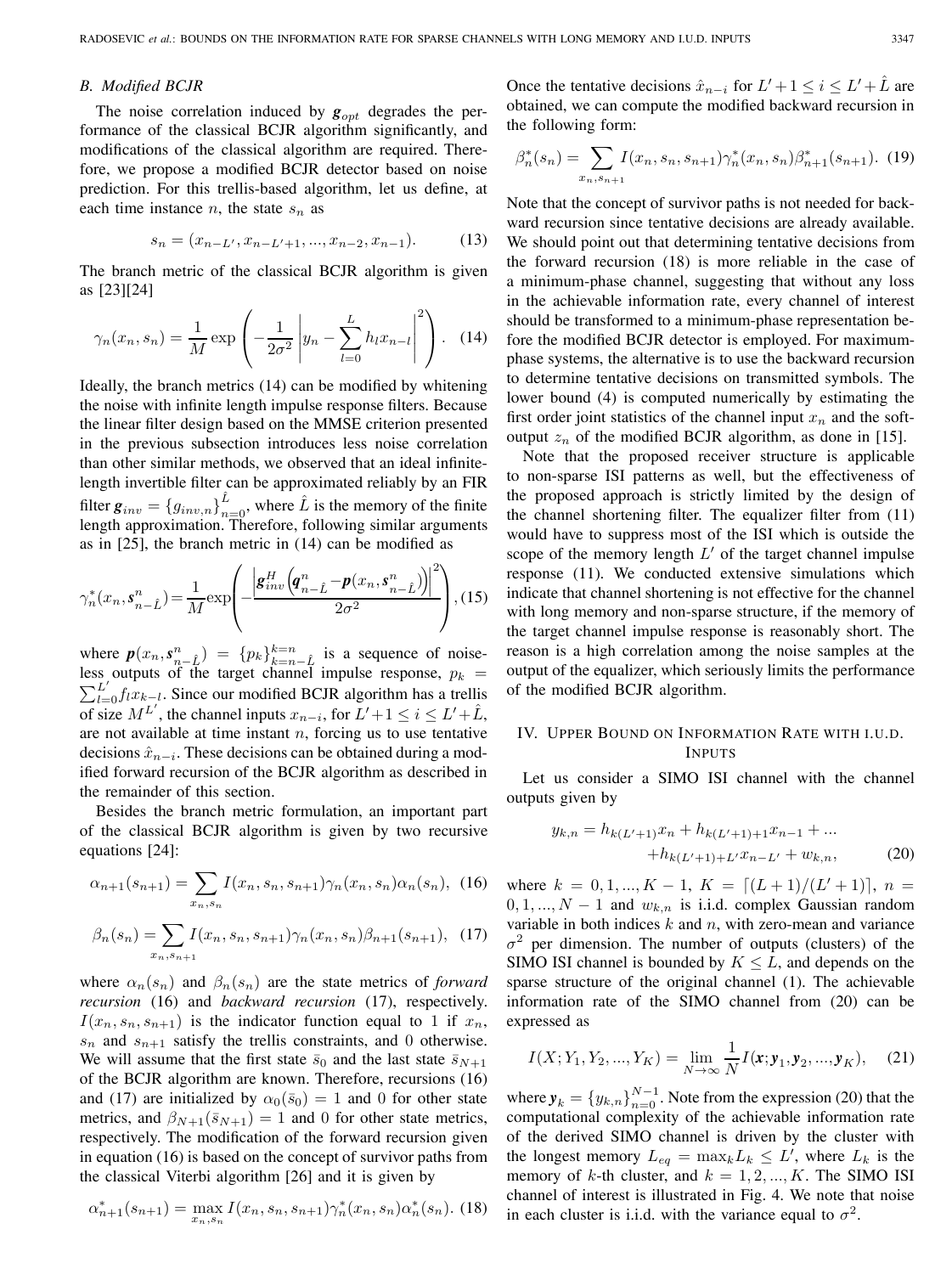### B. Modified BCJR

The noise correlation induced by $\boldsymbol{g}_{opt}$ degrades the performance of the classical BCJR algorithm significantly, and modifications of the classical algorithm are required. Therefore, we propose a modified BCJR detector based on noise prediction. For this trellis-based algorithm, let us define, at each time instance $n$, the state $s_n$ as

$$s_n = (x_{n-L'}, x_{n-L'+1}, ..., x_{n-2}, x_{n-1}). \tag{13}$$

The branch metric of the classical BCJR algorithm is given as [23][24]

$$\gamma_n(x_n, s_n) = \frac{1}{M} \exp\left(-\frac{1}{2\sigma^2}\left|y_n - \sum_{l=0}^{L} h_l x_{n-l}\right|^2\right). \tag{14}$$

Ideally, the branch metrics (14) can be modified by whitening the noise with infinite length impulse response filters. Because the linear filter design based on the MMSE criterion presented in the previous subsection introduces less noise correlation than other similar methods, we observed that an ideal infinite-length invertible filter can be approximated reliably by an FIR filter $\boldsymbol{g}_{inv} = \{g_{inv,n}\}_{n=0}^{\hat{L}}$, where $\hat{L}$ is the memory of the finite length approximation. Therefore, following similar arguments as in [25], the branch metric in (14) can be modified as

$$\gamma_n^*(x_n, \boldsymbol{s}_{n-\hat{L}}^n) = \frac{1}{M}\exp\left(-\frac{\left|\boldsymbol{g}_{inv}^H\left(\boldsymbol{q}_{n-\hat{L}}^n - \boldsymbol{p}(x_n, \boldsymbol{s}_{n-\hat{L}}^n)\right)\right|^2}{2\sigma^2}\right), \tag{15}$$

where $\boldsymbol{p}(x_n, \boldsymbol{s}_{n-\hat{L}}^n) = \{p_k\}_{k=n-\hat{L}}^{k=n}$ is a sequence of noiseless outputs of the target channel impulse response, $p_k = \sum_{l=0}^{L'} f_l x_{k-l}$. Since our modified BCJR algorithm has a trellis of size $M^{L'}$, the channel inputs $x_{n-i}$, for $L'+1 \leq i \leq L'+\hat{L}$, are not available at time instant $n$, forcing us to use tentative decisions $\hat{x}_{n-i}$. These decisions can be obtained during a modified forward recursion of the BCJR algorithm as described in the remainder of this section.

Besides the branch metric formulation, an important part of the classical BCJR algorithm is given by two recursive equations [24]:

$$\alpha_{n+1}(s_{n+1}) = \sum_{x_n, s_n} I(x_n, s_n, s_{n+1})\gamma_n(x_n, s_n)\alpha_n(s_n), \tag{16}$$

$$\beta_n(s_n) = \sum_{x_n, s_{n+1}} I(x_n, s_n, s_{n+1})\gamma_n(x_n, s_n)\beta_{n+1}(s_{n+1}), \tag{17}$$

where $\alpha_n(s_n)$ and $\beta_n(s_n)$ are the state metrics of *forward recursion* (16) and *backward recursion* (17), respectively. $I(x_n, s_n, s_{n+1})$ is the indicator function equal to 1 if $x_n$, $s_n$ and $s_{n+1}$ satisfy the trellis constraints, and 0 otherwise. We will assume that the first state $\bar{s}_0$ and the last state $\bar{s}_{N+1}$ of the BCJR algorithm are known. Therefore, recursions (16) and (17) are initialized by $\alpha_0(\bar{s}_0) = 1$ and 0 for other state metrics, and $\beta_{N+1}(\bar{s}_{N+1}) = 1$ and 0 for other state metrics, respectively. The modification of the forward recursion given in equation (16) is based on the concept of survivor paths from the classical Viterbi algorithm [26] and it is given by

$$\alpha_{n+1}^*(s_{n+1}) = \max_{x_n, s_n} I(x_n, s_n, s_{n+1})\gamma_n^*(x_n, s_n)\alpha_n^*(s_n). \tag{18}$$

Once the tentative decisions $\hat{x}_{n-i}$ for $L'+1 \leq i \leq L'+\hat{L}$ are obtained, we can compute the modified backward recursion in the following form:

$$\beta_n^*(s_n) = \sum_{x_n, s_{n+1}} I(x_n, s_n, s_{n+1})\gamma_n^*(x_n, s_n)\beta_{n+1}^*(s_{n+1}). \tag{19}$$

Note that the concept of survivor paths is not needed for backward recursion since tentative decisions are already available. We should point out that determining tentative decisions from the forward recursion (18) is more reliable in the case of a minimum-phase channel, suggesting that without any loss in the achievable information rate, every channel of interest should be transformed to a minimum-phase representation before the modified BCJR detector is employed. For maximum-phase systems, the alternative is to use the backward recursion to determine tentative decisions on transmitted symbols. The lower bound (4) is computed numerically by estimating the first order joint statistics of the channel input $x_n$ and the soft-output $z_n$ of the modified BCJR algorithm, as done in [15].

Note that the proposed receiver structure is applicable to non-sparse ISI patterns as well, but the effectiveness of the proposed approach is strictly limited by the design of the channel shortening filter. The equalizer filter from (11) would have to suppress most of the ISI which is outside the scope of the memory length $L'$ of the target channel impulse response (11). We conducted extensive simulations which indicate that channel shortening is not effective for the channel with long memory and non-sparse structure, if the memory of the target channel impulse response is reasonably short. The reason is a high correlation among the noise samples at the output of the equalizer, which seriously limits the performance of the modified BCJR algorithm.

## IV. Upper Bound on Information Rate with I.U.D. Inputs

Let us consider a SIMO ISI channel with the channel outputs given by

$$\begin{aligned} y_{k,n} = h_{k(L'+1)}x_n + h_{k(L'+1)+1}x_{n-1} + ... \\ + h_{k(L'+1)+L'}x_{n-L'} + w_{k,n}, \end{aligned} \tag{20}$$

where $k = 0, 1, ..., K-1$, $K = \lceil (L+1)/(L'+1) \rceil$, $n = 0, 1, ..., N-1$ and $w_{k,n}$ is i.i.d. complex Gaussian random variable in both indices $k$ and $n$, with zero-mean and variance $\sigma^2$ per dimension. The number of outputs (clusters) of the SIMO ISI channel is bounded by $K \leq L$, and depends on the sparse structure of the original channel (1). The achievable information rate of the SIMO channel from (20) can be expressed as

$$I(X; Y_1, Y_2, ..., Y_K) = \lim_{N \to \infty} \frac{1}{N} I(\boldsymbol{x}; \boldsymbol{y}_1, \boldsymbol{y}_2, ..., \boldsymbol{y}_K), \tag{21}$$

where $\boldsymbol{y}_k = \{y_{k,n}\}_{n=0}^{N-1}$. Note from the expression (20) that the computational complexity of the achievable information rate of the derived SIMO channel is driven by the cluster with the longest memory $L_{eq} = \max_k L_k \leq L'$, where $L_k$ is the memory of $k$-th cluster, and $k = 1, 2, ..., K$. The SIMO ISI channel of interest is illustrated in Fig. 4. We note that noise in each cluster is i.i.d. with the variance equal to $\sigma^2$.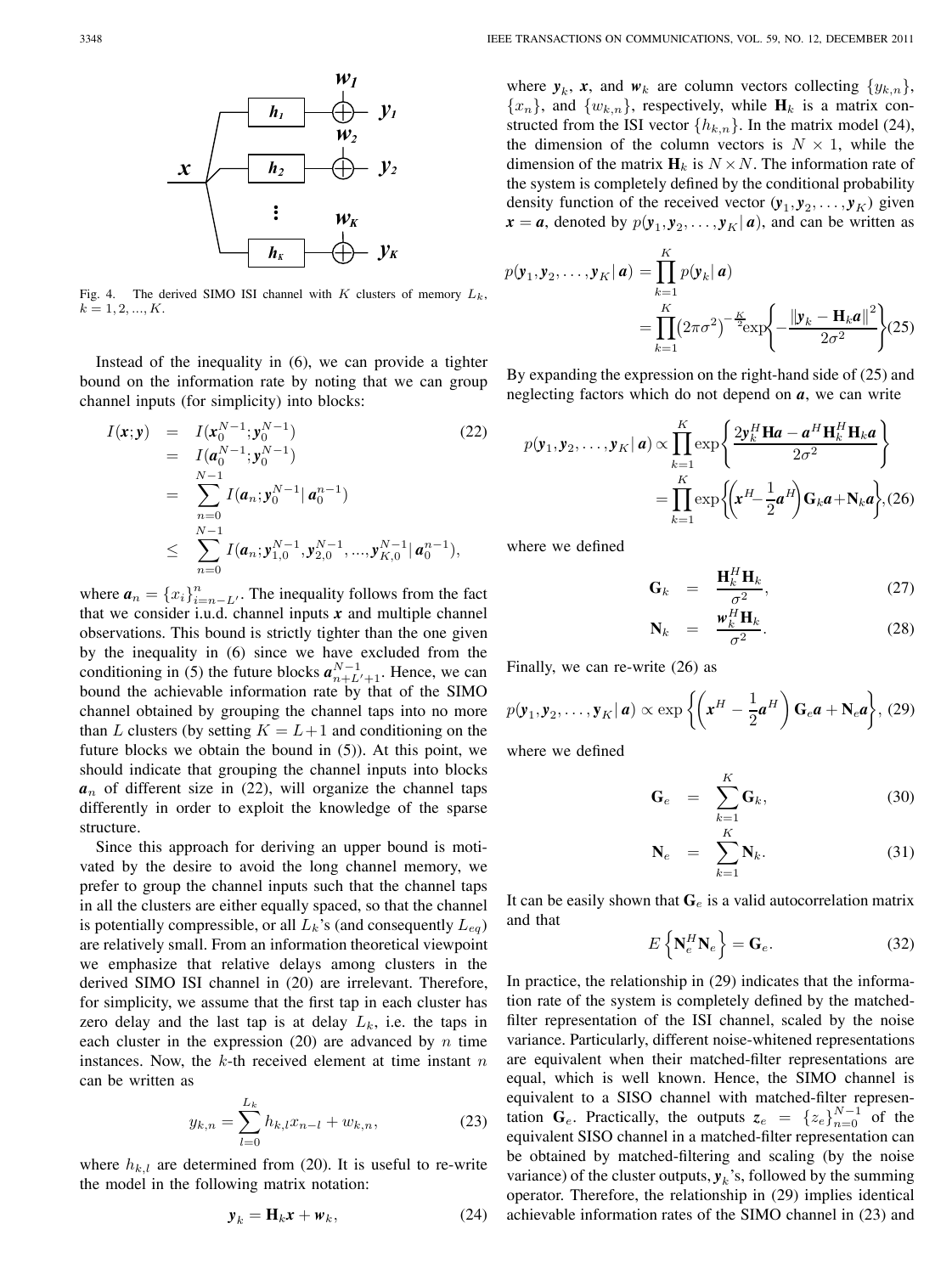Fig. 4. The derived SIMO ISI channel with $K$ clusters of memory $L_k$, $k = 1, 2, ..., K$.

Instead of the inequality in (6), we can provide a tighter bound on the information rate by noting that we can group channel inputs (for simplicity) into blocks:

$$
\begin{aligned}
I(\boldsymbol{x};\boldsymbol{y}) &= I(\boldsymbol{x}_0^{N-1};\boldsymbol{y}_0^{N-1}) \\
&= I(\boldsymbol{a}_0^{N-1};\boldsymbol{y}_0^{N-1}) \\
&= \sum_{n=0}^{N-1} I(\boldsymbol{a}_n;\boldsymbol{y}_0^{N-1}|\,\boldsymbol{a}_0^{n-1}) \\
&\leq \sum_{n=0}^{N-1} I(\boldsymbol{a}_n;\boldsymbol{y}_{1,0}^{N-1},\boldsymbol{y}_{2,0}^{N-1},...,\boldsymbol{y}_{K,0}^{N-1}|\,\boldsymbol{a}_0^{n-1}),
\end{aligned} \tag{22}
$$

where $\boldsymbol{a}_n = \{x_i\}_{i=n-L'}^{n}$. The inequality follows from the fact that we consider i.u.d. channel inputs $\boldsymbol{x}$ and multiple channel observations. This bound is strictly tighter than the one given by the inequality in (6) since we have excluded from the conditioning in (5) the future blocks $\boldsymbol{a}_{n+L'+1}^{N-1}$. Hence, we can bound the achievable information rate by that of the SIMO channel obtained by grouping the channel taps into no more than $L$ clusters (by setting $K = L+1$ and conditioning on the future blocks we obtain the bound in (5)). At this point, we should indicate that grouping the channel inputs into blocks $\boldsymbol{a}_n$ of different size in (22), will organize the channel taps differently in order to exploit the knowledge of the sparse structure.

Since this approach for deriving an upper bound is motivated by the desire to avoid the long channel memory, we prefer to group the channel inputs such that the channel taps in all the clusters are either equally spaced, so that the channel is potentially compressible, or all $L_k$'s (and consequently $L_{eq}$) are relatively small. From an information theoretical viewpoint we emphasize that relative delays among clusters in the derived SIMO ISI channel in (20) are irrelevant. Therefore, for simplicity, we assume that the first tap in each cluster has zero delay and the last tap is at delay $L_k$, i.e. the taps in each cluster in the expression (20) are advanced by $n$ time instances. Now, the $k$-th received element at time instant $n$ can be written as

$$
y_{k,n} = \sum_{l=0}^{L_k} h_{k,l} x_{n-l} + w_{k,n}, \tag{23}
$$

where $h_{k,l}$ are determined from (20). It is useful to re-write the model in the following matrix notation:

$$
\boldsymbol{y}_k = \mathbf{H}_k \boldsymbol{x} + \boldsymbol{w}_k, \tag{24}
$$

where $\boldsymbol{y}_k$, $\boldsymbol{x}$, and $\boldsymbol{w}_k$ are column vectors collecting $\{y_{k,n}\}$, $\{x_n\}$, and $\{w_{k,n}\}$, respectively, while $\mathbf{H}_k$ is a matrix constructed from the ISI vector $\{h_{k,n}\}$. In the matrix model (24), the dimension of the column vectors is $N \times 1$, while the dimension of the matrix $\mathbf{H}_k$ is $N \times N$. The information rate of the system is completely defined by the conditional probability density function of the received vector $(\boldsymbol{y}_1, \boldsymbol{y}_2, \ldots, \boldsymbol{y}_K)$ given $\boldsymbol{x} = \boldsymbol{a}$, denoted by $p(\boldsymbol{y}_1, \boldsymbol{y}_2, \ldots, \boldsymbol{y}_K|\,\boldsymbol{a})$, and can be written as

$$
\begin{aligned}
p(\boldsymbol{y}_1, \boldsymbol{y}_2, \ldots, \boldsymbol{y}_K|\,\boldsymbol{a}) &= \prod_{k=1}^{K} p(\boldsymbol{y}_k|\,\boldsymbol{a}) \\
&= \prod_{k=1}^{K} \left(2\pi\sigma^2\right)^{-\frac{K}{2}} \exp\left\{-\frac{\left\|\boldsymbol{y}_k - \mathbf{H}_k \boldsymbol{a}\right\|^2}{2\sigma^2}\right\}
\end{aligned} \tag{25}
$$

By expanding the expression on the right-hand side of (25) and neglecting factors which do not depend on $\boldsymbol{a}$, we can write

$$
\begin{aligned}
p(\boldsymbol{y}_1, \boldsymbol{y}_2, \ldots, \boldsymbol{y}_K|\,\boldsymbol{a}) &\propto \prod_{k=1}^{K} \exp\left\{\frac{2\boldsymbol{y}_k^H \mathbf{H} \boldsymbol{a} - \boldsymbol{a}^H \mathbf{H}_k^H \mathbf{H}_k \boldsymbol{a}}{2\sigma^2}\right\} \\
&= \prod_{k=1}^{K} \exp\left\{\left(\boldsymbol{x}^H - \frac{1}{2}\boldsymbol{a}^H\right) \mathbf{G}_k \boldsymbol{a} + \mathbf{N}_k \boldsymbol{a}\right\},
\end{aligned} \tag{26}
$$

where we defined

$$
\mathbf{G}_k = \frac{\mathbf{H}_k^H \mathbf{H}_k}{\sigma^2}, \tag{27}
$$

$$
\mathbf{N}_k = \frac{\boldsymbol{w}_k^H \mathbf{H}_k}{\sigma^2}. \tag{28}
$$

Finally, we can re-write (26) as

$$
p(\boldsymbol{y}_1, \boldsymbol{y}_2, \ldots, \boldsymbol{y}_K|\,\boldsymbol{a}) \propto \exp\left\{\left(\boldsymbol{x}^H - \frac{1}{2}\boldsymbol{a}^H\right) \mathbf{G}_e \boldsymbol{a} + \mathbf{N}_e \boldsymbol{a}\right\}, \tag{29}
$$

where we defined

$$
\mathbf{G}_e = \sum_{k=1}^{K} \mathbf{G}_k, \tag{30}
$$

$$
\mathbf{N}_e = \sum_{k=1}^{K} \mathbf{N}_k. \tag{31}
$$

It can be easily shown that $\mathbf{G}_e$ is a valid autocorrelation matrix and that

$$
E\left\{\mathbf{N}_e^H \mathbf{N}_e\right\} = \mathbf{G}_e. \tag{32}
$$

In practice, the relationship in (29) indicates that the information rate of the system is completely defined by the matched-filter representation of the ISI channel, scaled by the noise variance. Particularly, different noise-whitened representations are equivalent when their matched-filter representations are equal, which is well known. Hence, the SIMO channel is equivalent to a SISO channel with matched-filter representation $\mathbf{G}_e$. Practically, the outputs $\boldsymbol{z}_e = \{z_e\}_{n=0}^{N-1}$ of the equivalent SISO channel in a matched-filter representation can be obtained by matched-filtering and scaling (by the noise variance) of the cluster outputs, $\boldsymbol{y}_k$'s, followed by the summing operator. Therefore, the relationship in (29) implies identical achievable information rates of the SIMO channel in (23) and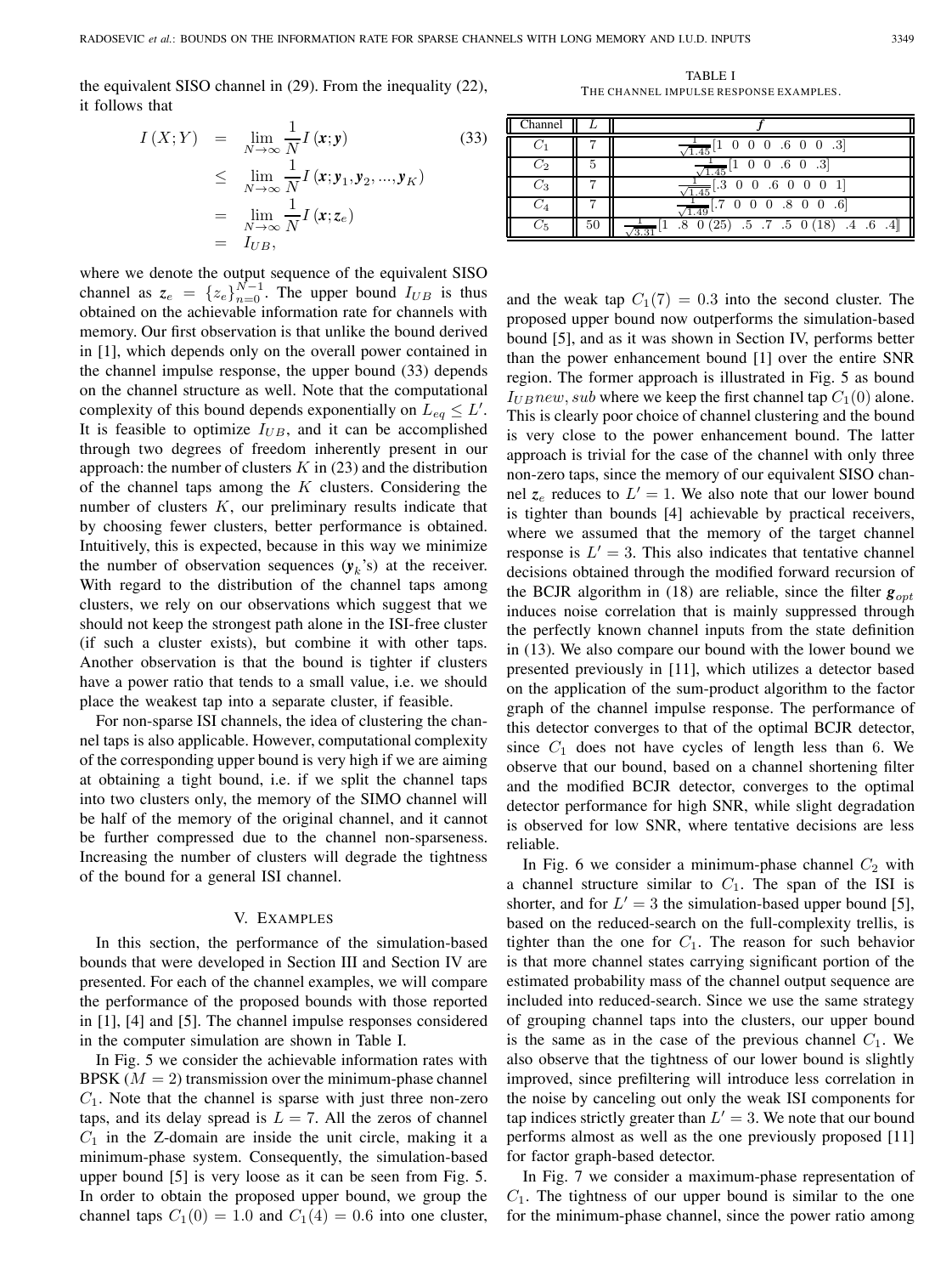the equivalent SISO channel in (29). From the inequality (22), it follows that

$$
\begin{aligned}
I(X;Y) &= \lim_{N\to\infty} \frac{1}{N} I(\boldsymbol{x};\boldsymbol{y}) \\
&\leq \lim_{N\to\infty} \frac{1}{N} I(\boldsymbol{x};\boldsymbol{y}_1,\boldsymbol{y}_2,...,\boldsymbol{y}_K) \\
&= \lim_{N\to\infty} \frac{1}{N} I(\boldsymbol{x};\boldsymbol{z}_e) \\
&= I_{UB},
\end{aligned} \tag{33}
$$

where we denote the output sequence of the equivalent SISO channel as $\boldsymbol{z}_e = \{z_e\}_{n=0}^{N-1}$. The upper bound $I_{UB}$ is thus obtained on the achievable information rate for channels with memory. Our first observation is that unlike the bound derived in [1], which depends only on the overall power contained in the channel impulse response, the upper bound (33) depends on the channel structure as well. Note that the computational complexity of this bound depends exponentially on $L_{eq} \leq L'$. It is feasible to optimize $I_{UB}$, and it can be accomplished through two degrees of freedom inherently present in our approach: the number of clusters $K$ in (23) and the distribution of the channel taps among the $K$ clusters. Considering the number of clusters $K$, our preliminary results indicate that by choosing fewer clusters, better performance is obtained. Intuitively, this is expected, because in this way we minimize the number of observation sequences ($\boldsymbol{y}_k$'s) at the receiver. With regard to the distribution of the channel taps among clusters, we rely on our observations which suggest that we should not keep the strongest path alone in the ISI-free cluster (if such a cluster exists), but combine it with other taps. Another observation is that the bound is tighter if clusters have a power ratio that tends to a small value, i.e. we should place the weakest tap into a separate cluster, if feasible.

For non-sparse ISI channels, the idea of clustering the channel taps is also applicable. However, computational complexity of the corresponding upper bound is very high if we are aiming at obtaining a tight bound, i.e. if we split the channel taps into two clusters only, the memory of the SIMO channel will be half of the memory of the original channel, and it cannot be further compressed due to the channel non-sparseness. Increasing the number of clusters will degrade the tightness of the bound for a general ISI channel.

## V. Examples

In this section, the performance of the simulation-based bounds that were developed in Section III and Section IV are presented. For each of the channel examples, we will compare the performance of the proposed bounds with those reported in [1], [4] and [5]. The channel impulse responses considered in the computer simulation are shown in Table I.

In Fig. 5 we consider the achievable information rates with BPSK ($M = 2$) transmission over the minimum-phase channel $C_1$. Note that the channel is sparse with just three non-zero taps, and its delay spread is $L = 7$. All the zeros of channel $C_1$ in the Z-domain are inside the unit circle, making it a minimum-phase system. Consequently, the simulation-based upper bound [5] is very loose as it can be seen from Fig. 5. In order to obtain the proposed upper bound, we group the channel taps $C_1(0) = 1.0$ and $C_1(4) = 0.6$ into one cluster, and the weak tap $C_1(7) = 0.3$ into the second cluster. The proposed upper bound now outperforms the simulation-based bound [5], and as it was shown in Section IV, performs better than the power enhancement bound [1] over the entire SNR region. The former approach is illustrated in Fig. 5 as bound $I_{UB}new, sub$ where we keep the first channel tap $C_1(0)$ alone. This is clearly poor choice of channel clustering and the bound is very close to the power enhancement bound. The latter approach is trivial for the case of the channel with only three non-zero taps, since the memory of our equivalent SISO channel $\boldsymbol{z}_e$ reduces to $L' = 1$. We also note that our lower bound is tighter than bounds [4] achievable by practical receivers, where we assumed that the memory of the target channel response is $L' = 3$. This also indicates that tentative channel decisions obtained through the modified forward recursion of the BCJR algorithm in (18) are reliable, since the filter $\boldsymbol{g}_{opt}$ induces noise correlation that is mainly suppressed through the perfectly known channel inputs from the state definition in (13). We also compare our bound with the lower bound we presented previously in [11], which utilizes a detector based on the application of the sum-product algorithm to the factor graph of the channel impulse response. The performance of this detector converges to that of the optimal BCJR detector, since $C_1$ does not have cycles of length less than 6. We observe that our bound, based on a channel shortening filter and the modified BCJR detector, converges to the optimal detector performance for high SNR, while slight degradation is observed for low SNR, where tentative decisions are less reliable.

In Fig. 6 we consider a minimum-phase channel $C_2$ with a channel structure similar to $C_1$. The span of the ISI is shorter, and for $L' = 3$ the simulation-based upper bound [5], based on the reduced-search on the full-complexity trellis, is tighter than the one for $C_1$. The reason for such behavior is that more channel states carrying significant portion of the estimated probability mass of the channel output sequence are included into reduced-search. Since we use the same strategy of grouping channel taps into the clusters, our upper bound is the same as in the case of the previous channel $C_1$. We also observe that the tightness of our lower bound is slightly improved, since prefiltering will introduce less correlation in the noise by canceling out only the weak ISI components for tap indices strictly greater than $L' = 3$. We note that our bound performs almost as well as the one previously proposed [11] for factor graph-based detector.

In Fig. 7 we consider a maximum-phase representation of $C_1$. The tightness of our upper bound is similar to the one for the minimum-phase channel, since the power ratio among

TABLE I
The Channel Impulse Response Examples.

| Channel | $L$ | $\boldsymbol{f}$ |
|---|---|---|
| $C_1$ | 7 | $\frac{1}{\sqrt{1.45}}[1\ \ 0\ \ 0\ \ 0\ \ .6\ \ 0\ \ 0\ \ .3]$ |
| $C_2$ | 5 | $\frac{1}{\sqrt{1.45}}[1\ \ 0\ \ 0\ \ .6\ \ 0\ \ .3]$ |
| $C_3$ | 7 | $\frac{1}{\sqrt{1.45}}[.3\ \ 0\ \ 0\ \ .6\ \ 0\ \ 0\ \ 0\ \ 1]$ |
| $C_4$ | 7 | $\frac{1}{\sqrt{1.49}}[.7\ \ 0\ \ 0\ \ 0\ \ .8\ \ 0\ \ 0\ \ .6]$ |
| $C_5$ | 50 | $\frac{1}{\sqrt{3.31}}[1\ \ .8\ \ 0\,(25)\ \ .5\ \ .7\ \ .5\ \ 0\,(18)\ \ .4\ \ .6\ \ .4]$ |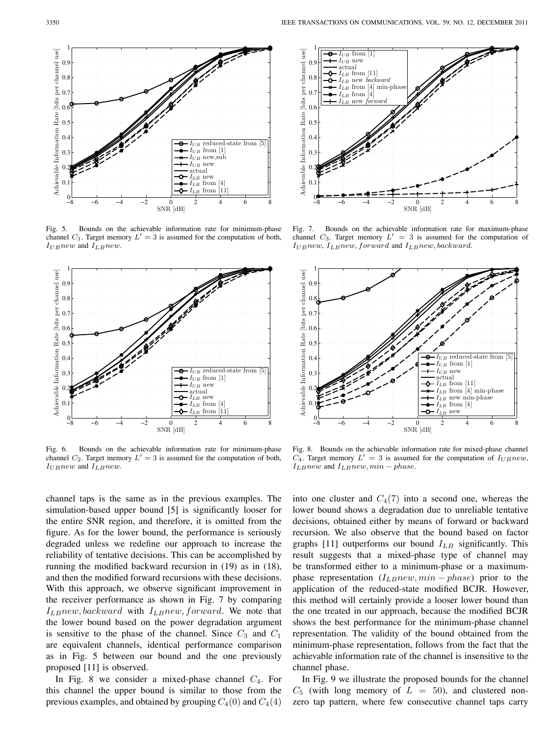Fig. 5. Bounds on the achievable information rate for minimum-phase channel $C_1$. Target memory $L' = 3$ is assumed for the computation of both, $I_{UB}new$ and $I_{LB}new$.

Fig. 6. Bounds on the achievable information rate for minimum-phase channel $C_2$. Target memory $L' = 3$ is assumed for the computation of both, $I_{UB}new$ and $I_{LB}new$.

Fig. 7. Bounds on the achievable information rate for maximum-phase channel $C_3$. Target memory $L' = 3$ is assumed for the computation of $I_{UB}new$, $I_{LB}new, forward$ and $I_{LB}new, backward$.

Fig. 8. Bounds on the achievable information rate for mixed-phase channel $C_4$. Target memory $L' = 3$ is assumed for the computation of $I_{UB}new$, $I_{LB}new$ and $I_{LB}new, min-phase$.

channel taps is the same as in the previous examples. The simulation-based upper bound [5] is significantly looser for the entire SNR region, and therefore, it is omitted from the figure. As for the lower bound, the performance is seriously degraded unless we redefine our approach to increase the reliability of tentative decisions. This can be accomplished by running the modified backward recursion in (19) as in (18), and then the modified forward recursions with these decisions. With this approach, we observe significant improvement in the receiver performance as shown in Fig. 7 by comparing $I_{LB}new, backward$ with $I_{LB}new, forward$. We note that the lower bound based on the power degradation argument is sensitive to the phase of the channel. Since $C_3$ and $C_1$ are equivalent channels, identical performance comparison as in Fig. 5 between our bound and the one previously proposed [11] is observed.

In Fig. 8 we consider a mixed-phase channel $C_4$. For this channel the upper bound is similar to those from the previous examples, and obtained by grouping $C_4(0)$ and $C_4(4)$ into one cluster and $C_4(7)$ into a second one, whereas the lower bound shows a degradation due to unreliable tentative decisions, obtained either by means of forward or backward recursion. We also observe that the bound based on factor graphs [11] outperforms our bound $I_{LB}$ significantly. This result suggests that a mixed-phase type of channel may be transformed either to a minimum-phase or a maximum-phase representation ($I_{LB}new, min-phase$) prior to the application of the reduced-state modified BCJR. However, this method will certainly provide a looser lower bound than the one treated in our approach, because the modified BCJR shows the best performance for the minimum-phase channel representation. The validity of the bound obtained from the minimum-phase representation, follows from the fact that the achievable information rate of the channel is insensitive to the channel phase.

In Fig. 9 we illustrate the proposed bounds for the channel $C_5$ (with long memory of $L = 50$), and clustered non-zero tap pattern, where few consecutive channel taps carry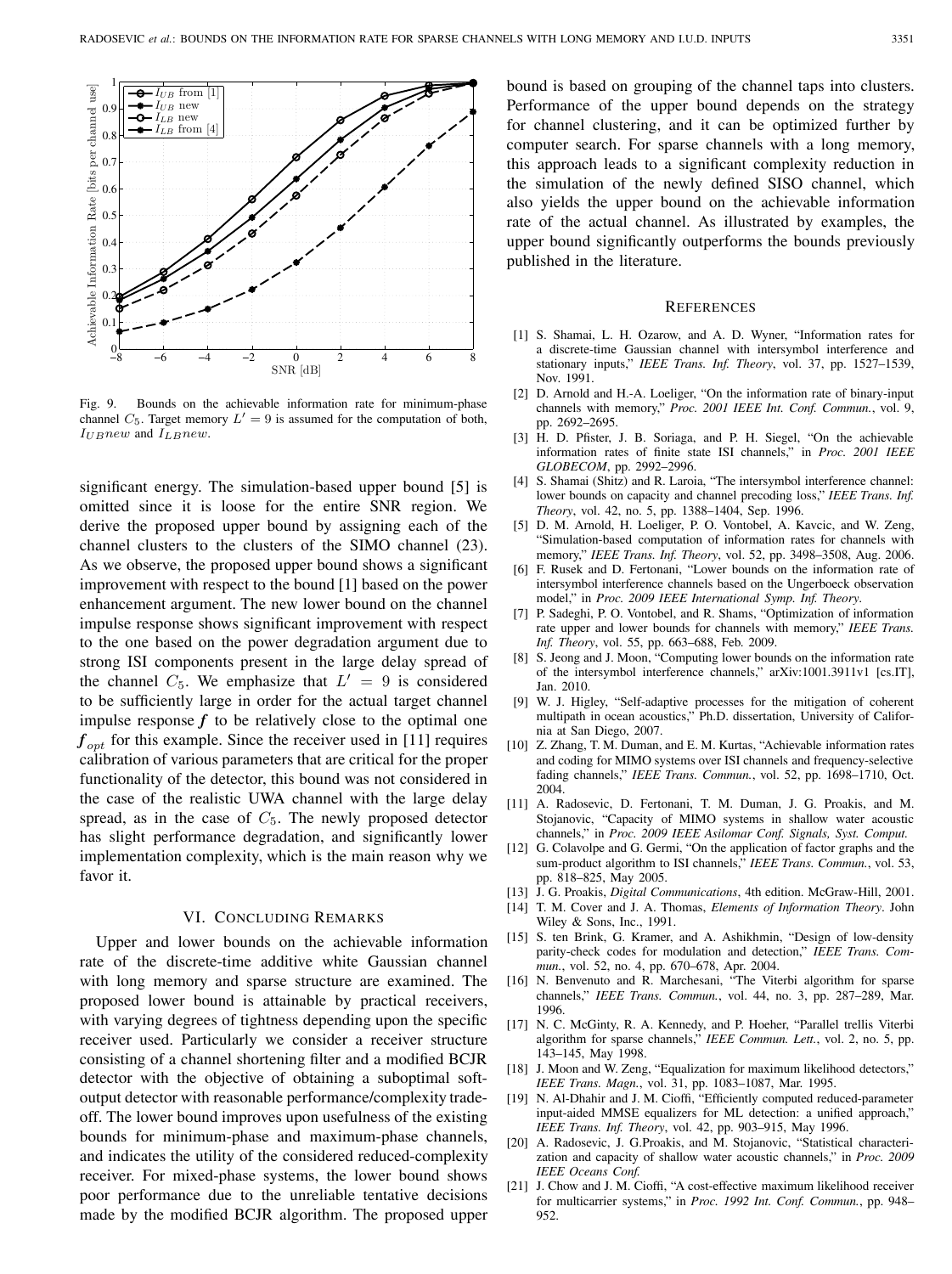Fig. 9. Bounds on the achievable information rate for minimum-phase channel $C_5$. Target memory $L' = 9$ is assumed for the computation of both, $I_{UB}new$ and $I_{LB}new$.

significant energy. The simulation-based upper bound [5] is omitted since it is loose for the entire SNR region. We derive the proposed upper bound by assigning each of the channel clusters to the clusters of the SIMO channel (23). As we observe, the proposed upper bound shows a significant improvement with respect to the bound [1] based on the power enhancement argument. The new lower bound on the channel impulse response shows significant improvement with respect to the one based on the power degradation argument due to strong ISI components present in the large delay spread of the channel $C_5$. We emphasize that $L' = 9$ is considered to be sufficiently large in order for the actual target channel impulse response $\boldsymbol{f}$ to be relatively close to the optimal one $\boldsymbol{f}_{opt}$ for this example. Since the receiver used in [11] requires calibration of various parameters that are critical for the proper functionality of the detector, this bound was not considered in the case of the realistic UWA channel with the large delay spread, as in the case of $C_5$. The newly proposed detector has slight performance degradation, and significantly lower implementation complexity, which is the main reason why we favor it.

## VI. Concluding Remarks

Upper and lower bounds on the achievable information rate of the discrete-time additive white Gaussian channel with long memory and sparse structure are examined. The proposed lower bound is attainable by practical receivers, with varying degrees of tightness depending upon the specific receiver used. Particularly we consider a receiver structure consisting of a channel shortening filter and a modified BCJR detector with the objective of obtaining a suboptimal soft-output detector with reasonable performance/complexity trade-off. The lower bound improves upon usefulness of the existing bounds for minimum-phase and maximum-phase channels, and indicates the utility of the considered reduced-complexity receiver. For mixed-phase systems, the lower bound shows poor performance due to the unreliable tentative decisions made by the modified BCJR algorithm. The proposed upper bound is based on grouping of the channel taps into clusters. Performance of the upper bound depends on the strategy for channel clustering, and it can be optimized further by computer search. For sparse channels with a long memory, this approach leads to a significant complexity reduction in the simulation of the newly defined SISO channel, which also yields the upper bound on the achievable information rate of the actual channel. As illustrated by examples, the upper bound significantly outperforms the bounds previously published in the literature.

## References

[1] S. Shamai, L. H. Ozarow, and A. D. Wyner, "Information rates for a discrete-time Gaussian channel with intersymbol interference and stationary inputs," *IEEE Trans. Inf. Theory*, vol. 37, pp. 1527–1539, Nov. 1991.

[2] D. Arnold and H.-A. Loeliger, "On the information rate of binary-input channels with memory," *Proc. 2001 IEEE Int. Conf. Commun.*, vol. 9, pp. 2692–2695.

[3] H. D. Pfister, J. B. Soriaga, and P. H. Siegel, "On the achievable information rates of finite state ISI channels," in *Proc. 2001 IEEE GLOBECOM*, pp. 2992–2996.

[4] S. Shamai (Shitz) and R. Laroia, "The intersymbol interference channel: lower bounds on capacity and channel precoding loss," *IEEE Trans. Inf. Theory*, vol. 42, no. 5, pp. 1388–1404, Sep. 1996.

[5] D. M. Arnold, H. Loeliger, P. O. Vontobel, A. Kavcic, and W. Zeng, "Simulation-based computation of information rates for channels with memory," *IEEE Trans. Inf. Theory*, vol. 52, pp. 3498–3508, Aug. 2006.

[6] F. Rusek and D. Fertonani, "Lower bounds on the information rate of intersymbol interference channels based on the Ungerboeck observation model," in *Proc. 2009 IEEE International Symp. Inf. Theory*.

[7] P. Sadeghi, P. O. Vontobel, and R. Shams, "Optimization of information rate upper and lower bounds for channels with memory," *IEEE Trans. Inf. Theory*, vol. 55, pp. 663–688, Feb. 2009.

[8] S. Jeong and J. Moon, "Computing lower bounds on the information rate of the intersymbol interference channels," arXiv:1001.3911v1 [cs.IT], Jan. 2010.

[9] W. J. Higley, "Self-adaptive processes for the mitigation of coherent multipath in ocean acoustics," Ph.D. dissertation, University of California at San Diego, 2007.

[10] Z. Zhang, T. M. Duman, and E. M. Kurtas, "Achievable information rates and coding for MIMO systems over ISI channels and frequency-selective fading channels," *IEEE Trans. Commun.*, vol. 52, pp. 1698–1710, Oct. 2004.

[11] A. Radosevic, D. Fertonani, T. M. Duman, J. G. Proakis, and M. Stojanovic, "Capacity of MIMO systems in shallow water acoustic channels," in *Proc. 2009 IEEE Asilomar Conf. Signals, Syst. Comput.*

[12] G. Colavolpe and G. Germi, "On the application of factor graphs and the sum-product algorithm to ISI channels," *IEEE Trans. Commun.*, vol. 53, pp. 818–825, May 2005.

[13] J. G. Proakis, *Digital Communications*, 4th edition. McGraw-Hill, 2001.

[14] T. M. Cover and J. A. Thomas, *Elements of Information Theory*. John Wiley & Sons, Inc., 1991.

[15] S. ten Brink, G. Kramer, and A. Ashikhmin, "Design of low-density parity-check codes for modulation and detection," *IEEE Trans. Commun.*, vol. 52, no. 4, pp. 670–678, Apr. 2004.

[16] N. Benvenuto and R. Marchesani, "The Viterbi algorithm for sparse channels," *IEEE Trans. Commun.*, vol. 44, no. 3, pp. 287–289, Mar. 1996.

[17] N. C. McGinty, R. A. Kennedy, and P. Hoeher, "Parallel trellis Viterbi algorithm for sparse channels," *IEEE Commun. Lett.*, vol. 2, no. 5, pp. 143–145, May 1998.

[18] J. Moon and W. Zeng, "Equalization for maximum likelihood detectors," *IEEE Trans. Magn.*, vol. 31, pp. 1083–1087, Mar. 1995.

[19] N. Al-Dhahir and J. M. Cioffi, "Efficiently computed reduced-parameter input-aided MMSE equalizers for ML detection: a unified approach," *IEEE Trans. Inf. Theory*, vol. 42, pp. 903–915, May 1996.

[20] A. Radosevic, J. G.Proakis, and M. Stojanovic, "Statistical characterization and capacity of shallow water acoustic channels," in *Proc. 2009 IEEE Oceans Conf.*

[21] J. Chow and J. M. Cioffi, "A cost-effective maximum likelihood receiver for multicarrier systems," in *Proc. 1992 Int. Conf. Commun.*, pp. 948–952.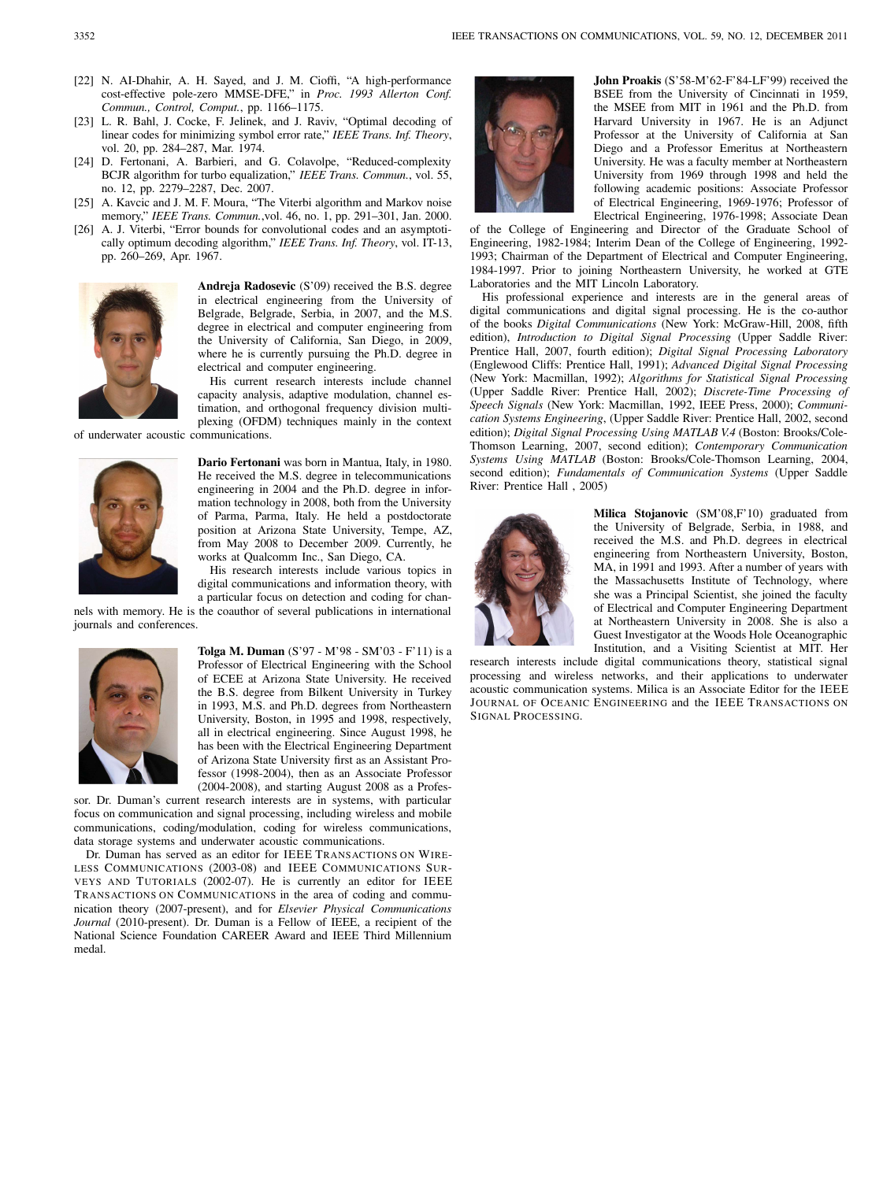[22] N. Al-Dhahir, A. H. Sayed, and J. M. Cioffi, "A high-performance cost-effective pole-zero MMSE-DFE," in *Proc. 1993 Allerton Conf. Commun., Control, Comput.*, pp. 1166–1175.

[23] L. R. Bahl, J. Cocke, F. Jelinek, and J. Raviv, "Optimal decoding of linear codes for minimizing symbol error rate," *IEEE Trans. Inf. Theory*, vol. 20, pp. 284–287, Mar. 1974.

[24] D. Fertonani, A. Barbieri, and G. Colavolpe, "Reduced-complexity BCJR algorithm for turbo equalization," *IEEE Trans. Commun.*, vol. 55, no. 12, pp. 2279–2287, Dec. 2007.

[25] A. Kavcic and J. M. F. Moura, "The Viterbi algorithm and Markov noise memory," *IEEE Trans. Commun.*,vol. 46, no. 1, pp. 291–301, Jan. 2000.

[26] A. J. Viterbi, "Error bounds for convolutional codes and an asymptotically optimum decoding algorithm," *IEEE Trans. Inf. Theory*, vol. IT-13, pp. 260–269, Apr. 1967.

**Andreja Radosevic** (S'09) received the B.S. degree in electrical engineering from the University of Belgrade, Belgrade, Serbia, in 2007, and the M.S. degree in electrical and computer engineering from the University of California, San Diego, in 2009, where he is currently pursuing the Ph.D. degree in electrical and computer engineering.

His current research interests include channel capacity analysis, adaptive modulation, channel estimation, and orthogonal frequency division multiplexing (OFDM) techniques mainly in the context of underwater acoustic communications.

**Dario Fertonani** was born in Mantua, Italy, in 1980. He received the M.S. degree in telecommunications engineering in 2004 and the Ph.D. degree in information technology in 2008, both from the University of Parma, Parma, Italy. He held a postdoctorate position at Arizona State University, Tempe, AZ, from May 2008 to December 2009. Currently, he works at Qualcomm Inc., San Diego, CA.

His research interests include various topics in digital communications and information theory, with a particular focus on detection and coding for channels with memory. He is the coauthor of several publications in international journals and conferences.

**Tolga M. Duman** (S'97 - M'98 - SM'03 - F'11) is a Professor of Electrical Engineering with the School of ECEE at Arizona State University. He received the B.S. degree from Bilkent University in Turkey in 1993, M.S. and Ph.D. degrees from Northeastern University, Boston, in 1995 and 1998, respectively, all in electrical engineering. Since August 1998, he has been with the Electrical Engineering Department of Arizona State University first as an Assistant Professor (1998-2004), then as an Associate Professor (2004-2008), and starting August 2008 as a Professor. Dr. Duman's current research interests are in systems, with particular focus on communication and signal processing, including wireless and mobile communications, coding/modulation, coding for wireless communications, data storage systems and underwater acoustic communications.

Dr. Duman has served as an editor for IEEE TRANSACTIONS ON WIRELESS COMMUNICATIONS (2003-08) and IEEE COMMUNICATIONS SURVEYS AND TUTORIALS (2002-07). He is currently an editor for IEEE TRANSACTIONS ON COMMUNICATIONS in the area of coding and communication theory (2007-present), and for *Elsevier Physical Communications Journal* (2010-present). Dr. Duman is a Fellow of IEEE, a recipient of the National Science Foundation CAREER Award and IEEE Third Millennium medal.

**John Proakis** (S'58-M'62-F'84-LF'99) received the BSEE from the University of Cincinnati in 1959, the MSEE from MIT in 1961 and the Ph.D. from Harvard University in 1967. He is an Adjunct Professor at the University of California at San Diego and a Professor Emeritus at Northeastern University. He was a faculty member at Northeastern University from 1969 through 1998 and held the following academic positions: Associate Professor of Electrical Engineering, 1969-1976; Professor of Electrical Engineering, 1976-1998; Associate Dean of the College of Engineering and Director of the Graduate School of Engineering, 1982-1984; Interim Dean of the College of Engineering, 1992-1993; Chairman of the Department of Electrical and Computer Engineering, 1984-1997. Prior to joining Northeastern University, he worked at GTE Laboratories and the MIT Lincoln Laboratory.

His professional experience and interests are in the general areas of digital communications and digital signal processing. He is the co-author of the books *Digital Communications* (New York: McGraw-Hill, 2008, fifth edition), *Introduction to Digital Signal Processing* (Upper Saddle River: Prentice Hall, 2007, fourth edition); *Digital Signal Processing Laboratory* (Englewood Cliffs: Prentice Hall, 1991); *Advanced Digital Signal Processing* (New York: Macmillan, 1992); *Algorithms for Statistical Signal Processing* (Upper Saddle River: Prentice Hall, 2002); *Discrete-Time Processing of Speech Signals* (New York: Macmillan, 1992, IEEE Press, 2000); *Communication Systems Engineering*, (Upper Saddle River: Prentice Hall, 2002, second edition); *Digital Signal Processing Using MATLAB V.4* (Boston: Brooks/Cole-Thomson Learning, 2007, second edition); *Contemporary Communication Systems Using MATLAB* (Boston: Brooks/Cole-Thomson Learning, 2004, second edition); *Fundamentals of Communication Systems* (Upper Saddle River: Prentice Hall , 2005)

**Milica Stojanovic** (SM'08,F'10) graduated from the University of Belgrade, Serbia, in 1988, and received the M.S. and Ph.D. degrees in electrical engineering from Northeastern University, Boston, MA, in 1991 and 1993. After a number of years with the Massachusetts Institute of Technology, where she was a Principal Scientist, she joined the faculty of Electrical and Computer Engineering Department at Northeastern University in 2008. She is also a Guest Investigator at the Woods Hole Oceanographic Institution, and a Visiting Scientist at MIT. Her research interests include digital communications theory, statistical signal processing and wireless networks, and their applications to underwater acoustic communication systems. Milica is an Associate Editor for the IEEE JOURNAL OF OCEANIC ENGINEERING and the IEEE TRANSACTIONS ON SIGNAL PROCESSING.